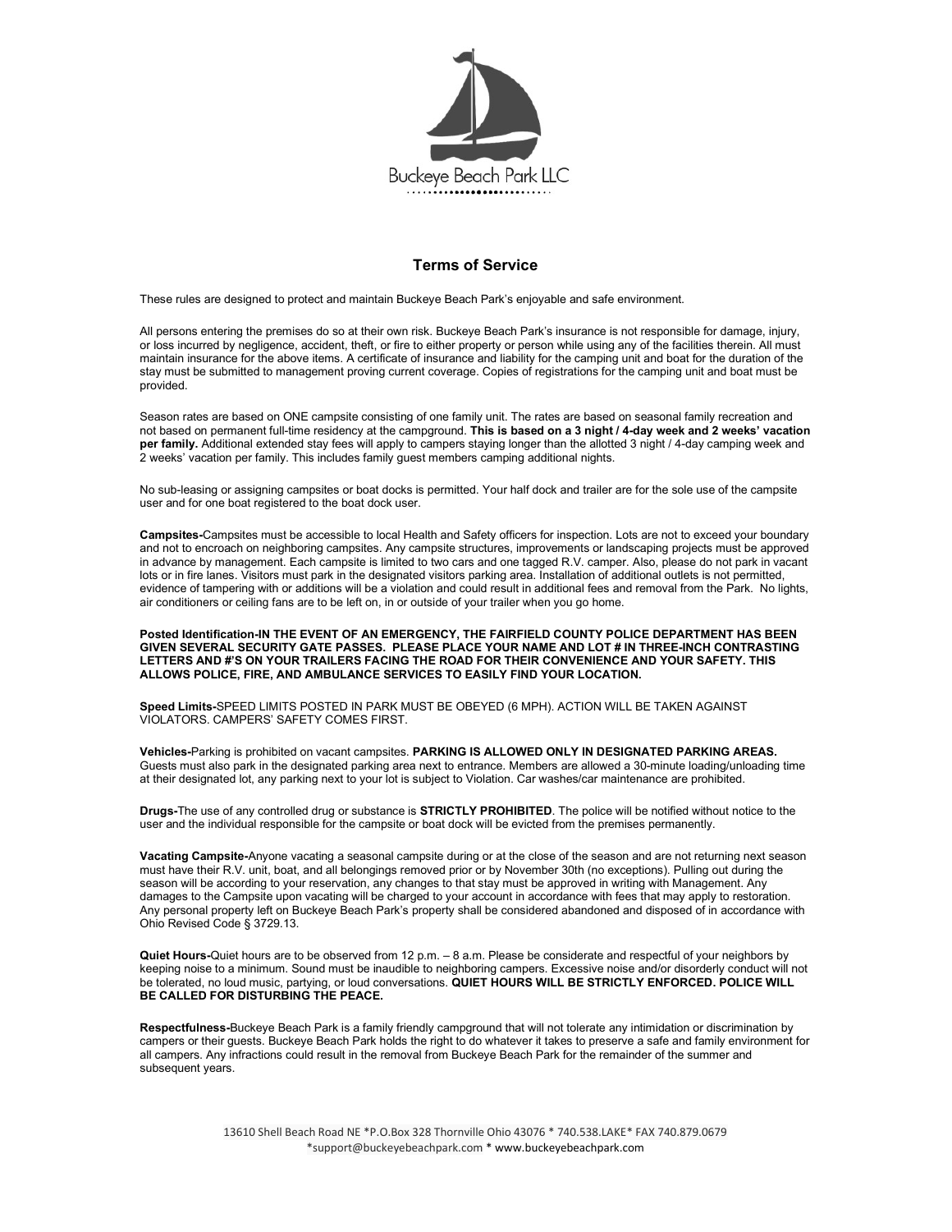Buckeye Beach Park LLC

## Terms of Service

These rules are designed to protect and maintain Buckeye Beach Park's enjoyable and safe environment.

All persons entering the premises do so at their own risk. Buckeye Beach Park's insurance is not responsible for damage, injury, or loss incurred by negligence, accident, theft, or fire to either property or person while using any of the facilities therein. All must maintain insurance for the above items. A certificate of insurance and liability for the camping unit and boat for the duration of the stay must be submitted to management proving current coverage. Copies of registrations for the camping unit and boat must be provided.

Season rates are based on ONE campsite consisting of one family unit. The rates are based on seasonal family recreation and not based on permanent full-time residency at the campground. **This is based on a 3 night / 4-day week and 2 weeks' vacation per family.** Additional extended stay fees will apply to campers staying longer than the allotted 3 night / 4-day camping week and 2 weeks' vacation per family. This includes family guest members camping additional nights.

No sub-leasing or assigning campsites or boat docks is permitted. Your half dock and trailer are for the sole use of the campsite user and for one boat registered to the boat dock user.

**Campsites-**Campsites must be accessible to local Health and Safety officers for inspection. Lots are not to exceed your boundary and not to encroach on neighboring campsites. Any campsite structures, improvements or landscaping projects must be approved in advance by management. Each campsite is limited to two cars and one tagged R.V. camper. Also, please do not park in vacant lots or in fire lanes. Visitors must park in the designated visitors parking area. Installation of additional outlets is not permitted, evidence of tampering with or additions will be a violation and could result in additional fees and removal from the Park. No lights, air conditioners or ceiling fans are to be left on, in or outside of your trailer when you go home.

**Posted Identification-IN THE EVENT OF AN EMERGENCY, THE FAIRFIELD COUNTY POLICE DEPARTMENT HAS BEEN GIVEN SEVERAL SECURITY GATE PASSES. PLEASE PLACE YOUR NAME AND LOT # IN THREE-INCH CONTRASTING LETTERS AND #'S ON YOUR TRAILERS FACING THE ROAD FOR THEIR CONVENIENCE AND YOUR SAFETY. THIS ALLOWS POLICE, FIRE, AND AMBULANCE SERVICES TO EASILY FIND YOUR LOCATION.**

**Speed Limits-**SPEED LIMITS POSTED IN PARK MUST BE OBEYED (6 MPH). ACTION WILL BE TAKEN AGAINST VIOLATORS. CAMPERS' SAFETY COMES FIRST.

**Vehicles-**Parking is prohibited on vacant campsites. **PARKING IS ALLOWED ONLY IN DESIGNATED PARKING AREAS.** Guests must also park in the designated parking area next to entrance. Members are allowed a 30-minute loading/unloading time at their designated lot, any parking next to your lot is subject to Violation. Car washes/car maintenance are prohibited.

**Drugs-**The use of any controlled drug or substance is **STRICTLY PROHIBITED**. The police will be notified without notice to the user and the individual responsible for the campsite or boat dock will be evicted from the premises permanently.

**Vacating Campsite-**Anyone vacating a seasonal campsite during or at the close of the season and are not returning next season must have their R.V. unit, boat, and all belongings removed prior or by November 30th (no exceptions). Pulling out during the season will be according to your reservation, any changes to that stay must be approved in writing with Management. Any damages to the Campsite upon vacating will be charged to your account in accordance with fees that may apply to restoration. Any personal property left on Buckeye Beach Park's property shall be considered abandoned and disposed of in accordance with Ohio Revised Code § 3729.13.

**Quiet Hours-**Quiet hours are to be observed from 12 p.m. – 8 a.m. Please be considerate and respectful of your neighbors by keeping noise to a minimum. Sound must be inaudible to neighboring campers. Excessive noise and/or disorderly conduct will not be tolerated, no loud music, partying, or loud conversations. **QUIET HOURS WILL BE STRICTLY ENFORCED. POLICE WILL BE CALLED FOR DISTURBING THE PEACE.**

**Respectfulness-**Buckeye Beach Park is a family friendly campground that will not tolerate any intimidation or discrimination by campers or their guests. Buckeye Beach Park holds the right to do whatever it takes to preserve a safe and family environment for all campers. Any infractions could result in the removal from Buckeye Beach Park for the remainder of the summer and subsequent years.

13610 Shell Beach Road NE *P.O.Box 328 Thornville Ohio 43076 * 740.538.LAKE* FAX 740.879.0679
*support@buckeyebeachpark.com * www.buckeyebeachpark.com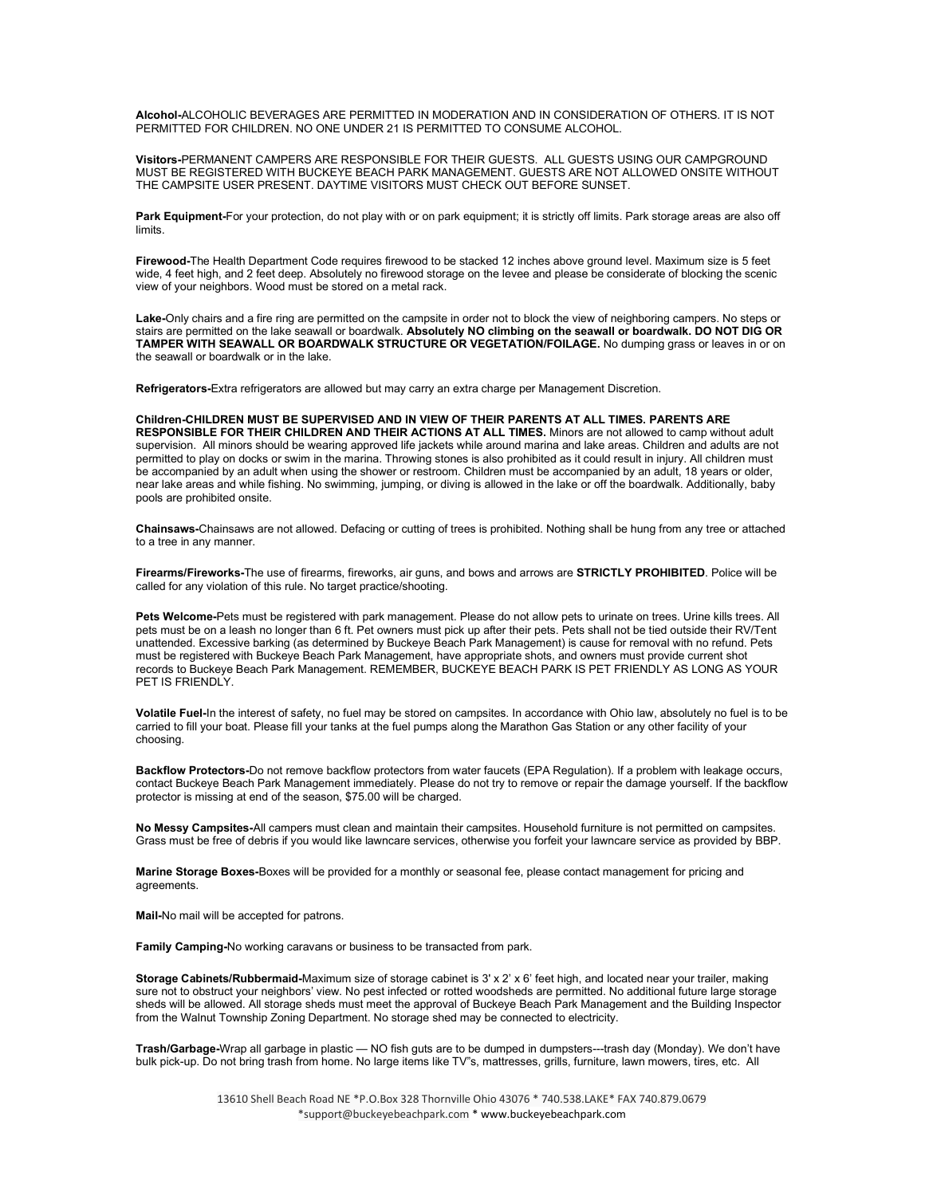**Alcohol-**ALCOHOLIC BEVERAGES ARE PERMITTED IN MODERATION AND IN CONSIDERATION OF OTHERS. IT IS NOT PERMITTED FOR CHILDREN. NO ONE UNDER 21 IS PERMITTED TO CONSUME ALCOHOL.

**Visitors-**PERMANENT CAMPERS ARE RESPONSIBLE FOR THEIR GUESTS. ALL GUESTS USING OUR CAMPGROUND MUST BE REGISTERED WITH BUCKEYE BEACH PARK MANAGEMENT. GUESTS ARE NOT ALLOWED ONSITE WITHOUT THE CAMPSITE USER PRESENT. DAYTIME VISITORS MUST CHECK OUT BEFORE SUNSET.

**Park Equipment-**For your protection, do not play with or on park equipment; it is strictly off limits. Park storage areas are also off limits.

**Firewood-**The Health Department Code requires firewood to be stacked 12 inches above ground level. Maximum size is 5 feet wide, 4 feet high, and 2 feet deep. Absolutely no firewood storage on the levee and please be considerate of blocking the scenic view of your neighbors. Wood must be stored on a metal rack.

**Lake-**Only chairs and a fire ring are permitted on the campsite in order not to block the view of neighboring campers. No steps or stairs are permitted on the lake seawall or boardwalk. **Absolutely NO climbing on the seawall or boardwalk. DO NOT DIG OR TAMPER WITH SEAWALL OR BOARDWALK STRUCTURE OR VEGETATION/FOILAGE.** No dumping grass or leaves in or on the seawall or boardwalk or in the lake.

**Refrigerators-**Extra refrigerators are allowed but may carry an extra charge per Management Discretion.

**Children-CHILDREN MUST BE SUPERVISED AND IN VIEW OF THEIR PARENTS AT ALL TIMES. PARENTS ARE RESPONSIBLE FOR THEIR CHILDREN AND THEIR ACTIONS AT ALL TIMES.** Minors are not allowed to camp without adult supervision. All minors should be wearing approved life jackets while around marina and lake areas. Children and adults are not permitted to play on docks or swim in the marina. Throwing stones is also prohibited as it could result in injury. All children must be accompanied by an adult when using the shower or restroom. Children must be accompanied by an adult, 18 years or older, near lake areas and while fishing. No swimming, jumping, or diving is allowed in the lake or off the boardwalk. Additionally, baby pools are prohibited onsite.

**Chainsaws-**Chainsaws are not allowed. Defacing or cutting of trees is prohibited. Nothing shall be hung from any tree or attached to a tree in any manner.

**Firearms/Fireworks-**The use of firearms, fireworks, air guns, and bows and arrows are **STRICTLY PROHIBITED**. Police will be called for any violation of this rule. No target practice/shooting.

**Pets Welcome-**Pets must be registered with park management. Please do not allow pets to urinate on trees. Urine kills trees. All pets must be on a leash no longer than 6 ft. Pet owners must pick up after their pets. Pets shall not be tied outside their RV/Tent unattended. Excessive barking (as determined by Buckeye Beach Park Management) is cause for removal with no refund. Pets must be registered with Buckeye Beach Park Management, have appropriate shots, and owners must provide current shot records to Buckeye Beach Park Management. REMEMBER, BUCKEYE BEACH PARK IS PET FRIENDLY AS LONG AS YOUR PET IS FRIENDLY.

**Volatile Fuel-**In the interest of safety, no fuel may be stored on campsites. In accordance with Ohio law, absolutely no fuel is to be carried to fill your boat. Please fill your tanks at the fuel pumps along the Marathon Gas Station or any other facility of your choosing.

**Backflow Protectors-**Do not remove backflow protectors from water faucets (EPA Regulation). If a problem with leakage occurs, contact Buckeye Beach Park Management immediately. Please do not try to remove or repair the damage yourself. If the backflow protector is missing at end of the season, $75.00 will be charged.

**No Messy Campsites-**All campers must clean and maintain their campsites. Household furniture is not permitted on campsites. Grass must be free of debris if you would like lawncare services, otherwise you forfeit your lawncare service as provided by BBP.

**Marine Storage Boxes-**Boxes will be provided for a monthly or seasonal fee, please contact management for pricing and agreements.

**Mail-**No mail will be accepted for patrons.

**Family Camping-**No working caravans or business to be transacted from park.

**Storage Cabinets/Rubbermaid-**Maximum size of storage cabinet is 3' x 2' x 6' feet high, and located near your trailer, making sure not to obstruct your neighbors' view. No pest infected or rotted woodsheds are permitted. No additional future large storage sheds will be allowed. All storage sheds must meet the approval of Buckeye Beach Park Management and the Building Inspector from the Walnut Township Zoning Department. No storage shed may be connected to electricity.

**Trash/Garbage-**Wrap all garbage in plastic — NO fish guts are to be dumped in dumpsters---trash day (Monday). We don't have bulk pick-up. Do not bring trash from home. No large items like TV"s, mattresses, grills, furniture, lawn mowers, tires, etc. All

13610 Shell Beach Road NE *P.O.Box 328 Thornville Ohio 43076 * 740.538.LAKE* FAX 740.879.0679
*support@buckeyebeachpark.com * www.buckeyebeachpark.com